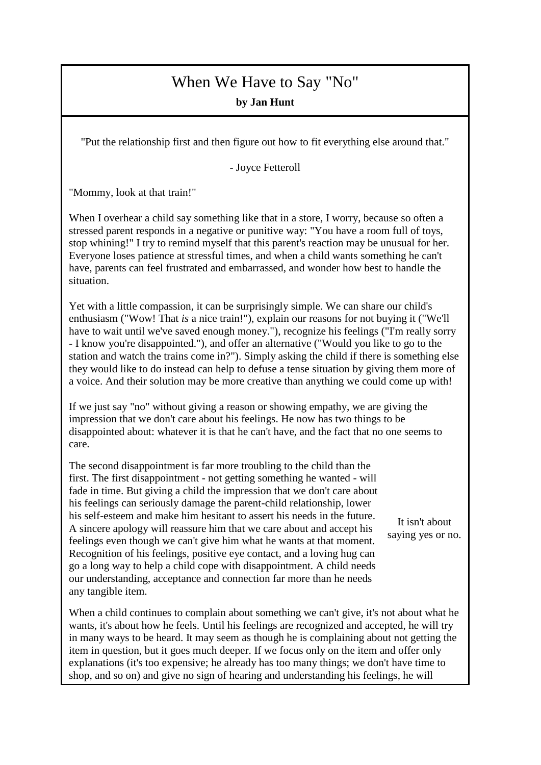# When We Have to Say "No"

**by Jan Hunt**

"Put the relationship first and then figure out how to fit everything else around that."

- Joyce Fetteroll

"Mommy, look at that train!"

When I overhear a child say something like that in a store, I worry, because so often a stressed parent responds in a negative or punitive way: "You have a room full of toys, stop whining!" I try to remind myself that this parent's reaction may be unusual for her. Everyone loses patience at stressful times, and when a child wants something he can't have, parents can feel frustrated and embarrassed, and wonder how best to handle the situation.

Yet with a little compassion, it can be surprisingly simple. We can share our child's enthusiasm ("Wow! That *is* a nice train!"), explain our reasons for not buying it ("We'll have to wait until we've saved enough money."), recognize his feelings ("I'm really sorry - I know you're disappointed."), and offer an alternative ("Would you like to go to the station and watch the trains come in?"). Simply asking the child if there is something else they would like to do instead can help to defuse a tense situation by giving them more of a voice. And their solution may be more creative than anything we could come up with!

If we just say "no" without giving a reason or showing empathy, we are giving the impression that we don't care about his feelings. He now has two things to be disappointed about: whatever it is that he can't have, and the fact that no one seems to care.

The second disappointment is far more troubling to the child than the first. The first disappointment - not getting something he wanted - will fade in time. But giving a child the impression that we don't care about his feelings can seriously damage the parent-child relationship, lower his self-esteem and make him hesitant to assert his needs in the future. A sincere apology will reassure him that we care about and accept his feelings even though we can't give him what he wants at that moment. Recognition of his feelings, positive eye contact, and a loving hug can go a long way to help a child cope with disappointment. A child needs our understanding, acceptance and connection far more than he needs any tangible item.

It isn't about saying yes or no.

When a child continues to complain about something we can't give, it's not about what he wants, it's about how he feels. Until his feelings are recognized and accepted, he will try in many ways to be heard. It may seem as though he is complaining about not getting the item in question, but it goes much deeper. If we focus only on the item and offer only explanations (it's too expensive; he already has too many things; we don't have time to shop, and so on) and give no sign of hearing and understanding his feelings, he will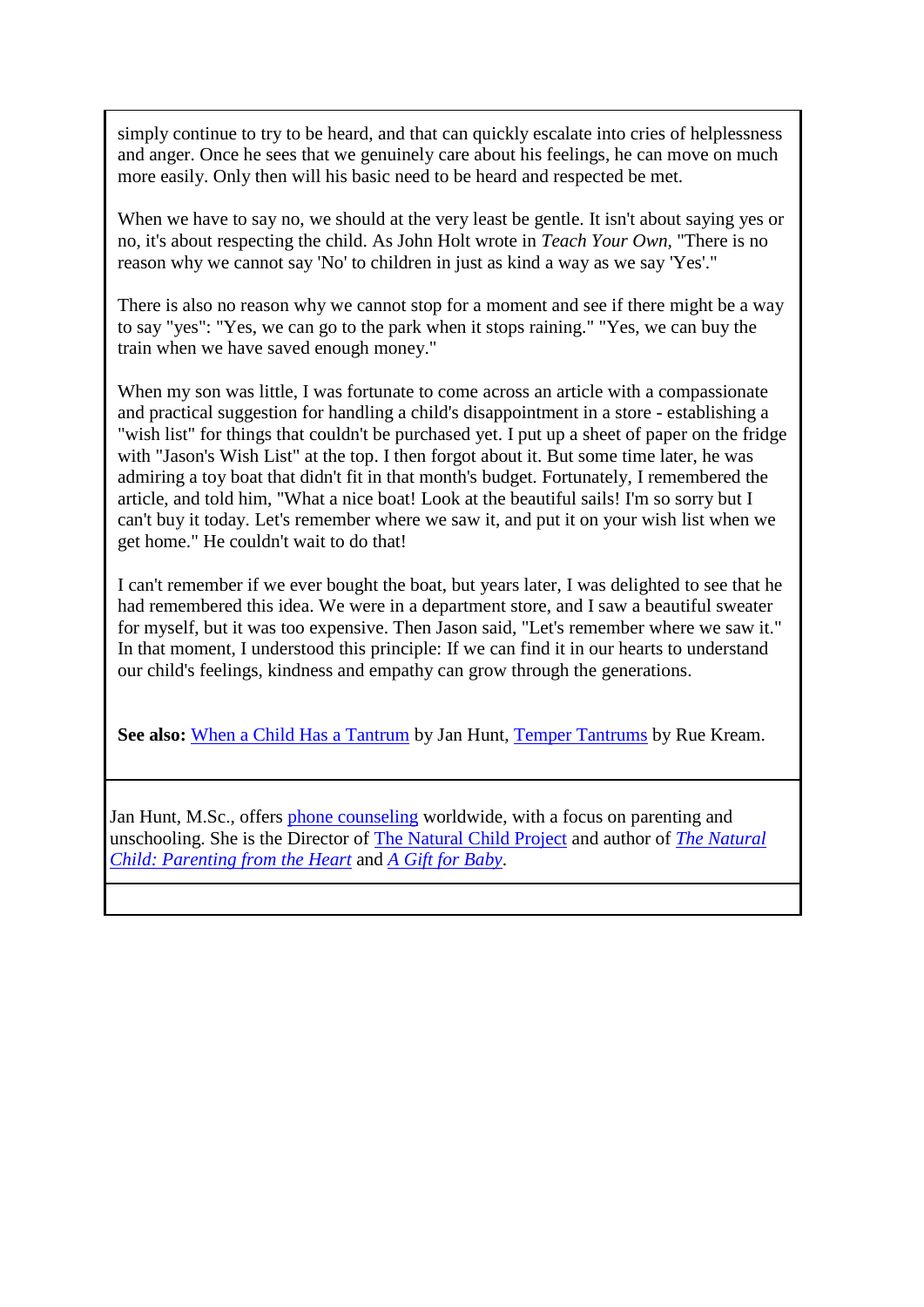simply continue to try to be heard, and that can quickly escalate into cries of helplessness and anger. Once he sees that we genuinely care about his feelings, he can move on much more easily. Only then will his basic need to be heard and respected be met.

When we have to say no, we should at the very least be gentle. It isn't about saying yes or no, it's about respecting the child. As John Holt wrote in *Teach Your Own*, "There is no reason why we cannot say 'No' to children in just as kind a way as we say 'Yes'."

There is also no reason why we cannot stop for a moment and see if there might be a way to say "yes": "Yes, we can go to the park when it stops raining." "Yes, we can buy the train when we have saved enough money."

When my son was little, I was fortunate to come across an article with a compassionate and practical suggestion for handling a child's disappointment in a store - establishing a "wish list" for things that couldn't be purchased yet. I put up a sheet of paper on the fridge with "Jason's Wish List" at the top. I then forgot about it. But some time later, he was admiring a toy boat that didn't fit in that month's budget. Fortunately, I remembered the article, and told him, "What a nice boat! Look at the beautiful sails! I'm so sorry but I can't buy it today. Let's remember where we saw it, and put it on your wish list when we get home." He couldn't wait to do that!

I can't remember if we ever bought the boat, but years later, I was delighted to see that he had remembered this idea. We were in a department store, and I saw a beautiful sweater for myself, but it was too expensive. Then Jason said, "Let's remember where we saw it." In that moment, I understood this principle: If we can find it in our hearts to understand our child's feelings, kindness and empathy can grow through the generations.

**See also:** When a Child Has a Tantrum by Jan Hunt, Temper Tantrums by Rue Kream.

---

Jan Hunt, M.Sc., offers phone counseling worldwide, with a focus on parenting and unschooling. She is the Director of The Natural Child Project and author of *The Natural Child: Parenting from the Heart* and *A Gift for Baby*.